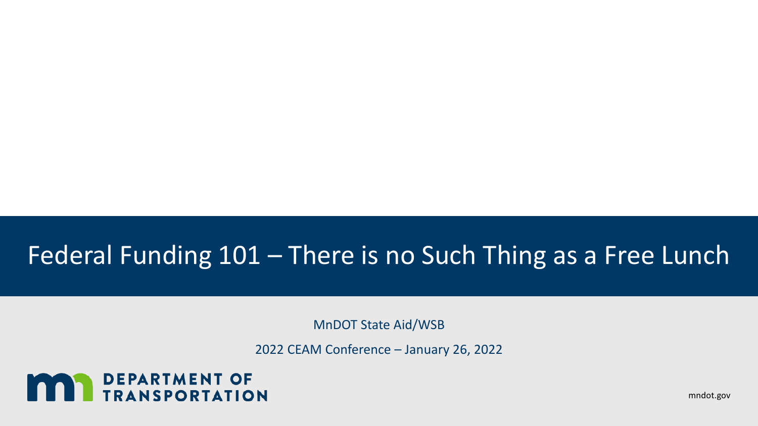# Federal Funding 101 – There is no Such Thing as a Free Lunch

MnDOT State Aid/WSB

2022 CEAM Conference – January 26, 2022

DEPARTMENT OF TRANSPORTATION

mndot.gov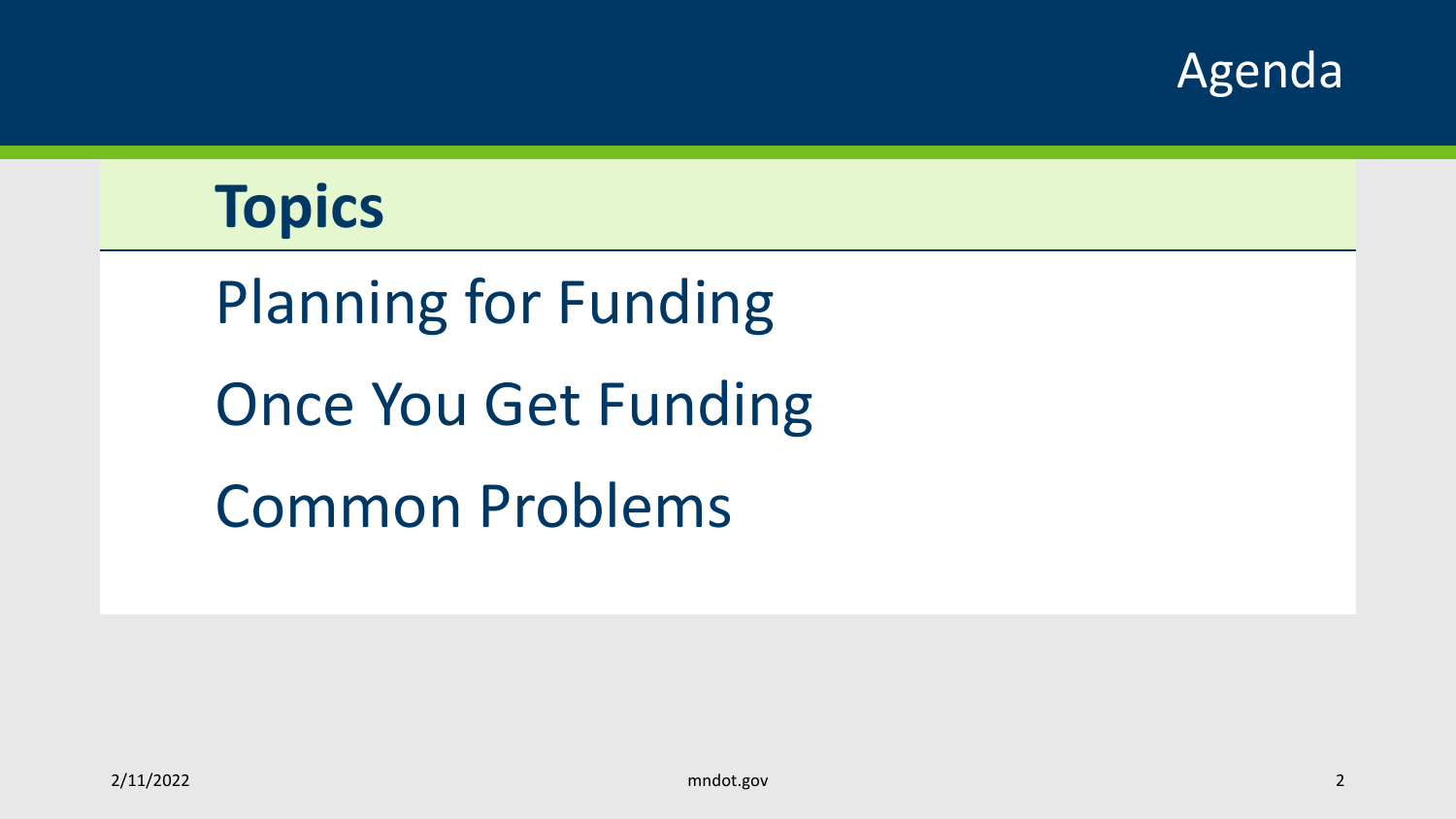# Agenda

## Topics

Planning for Funding

Once You Get Funding

Common Problems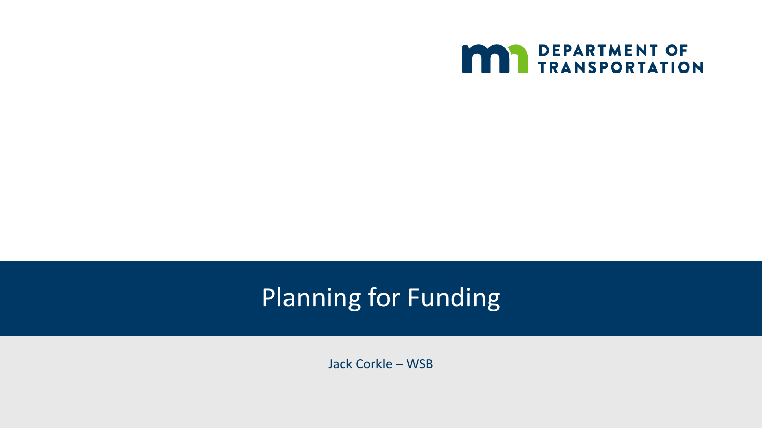DEPARTMENT OF TRANSPORTATION

# Planning for Funding

Jack Corkle – WSB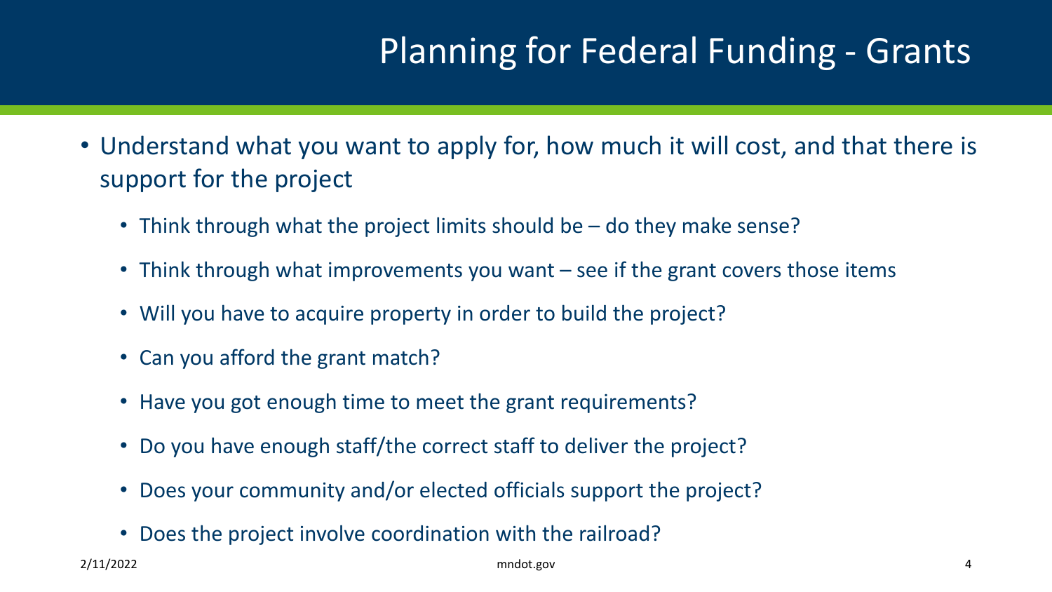# Planning for Federal Funding - Grants

- Understand what you want to apply for, how much it will cost, and that there is support for the project
  - Think through what the project limits should be – do they make sense?
  - Think through what improvements you want – see if the grant covers those items
  - Will you have to acquire property in order to build the project?
  - Can you afford the grant match?
  - Have you got enough time to meet the grant requirements?
  - Do you have enough staff/the correct staff to deliver the project?
  - Does your community and/or elected officials support the project?
  - Does the project involve coordination with the railroad?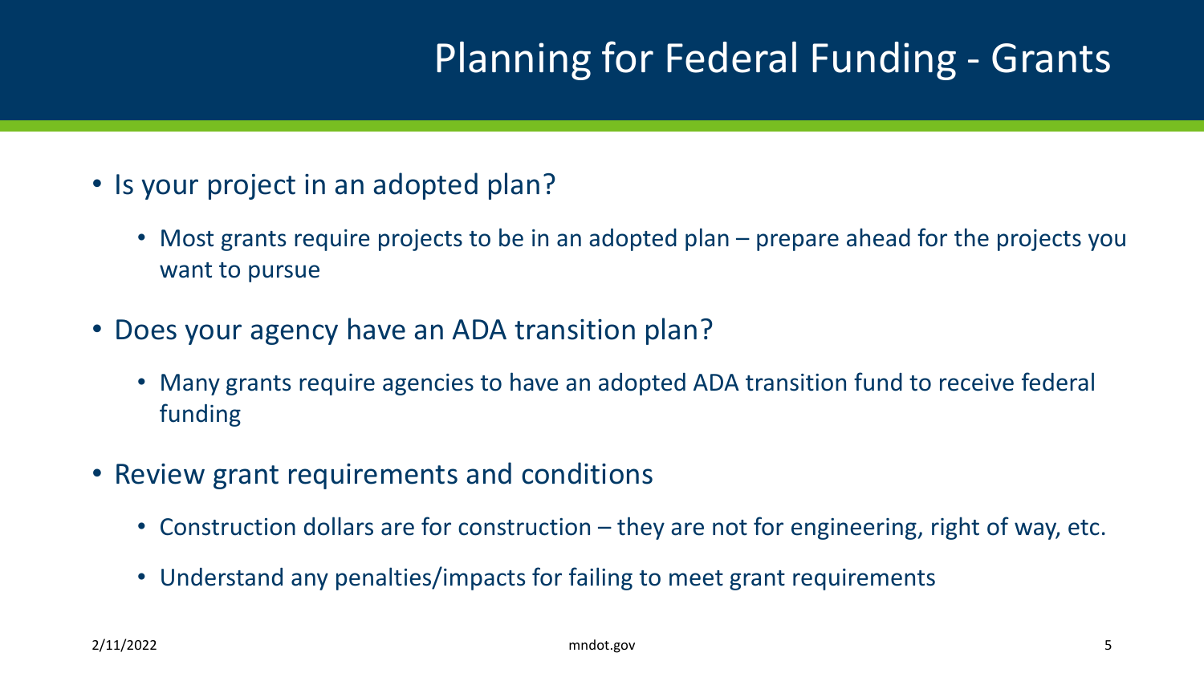# Planning for Federal Funding - Grants

- Is your project in an adopted plan?
  - Most grants require projects to be in an adopted plan – prepare ahead for the projects you want to pursue
- Does your agency have an ADA transition plan?
  - Many grants require agencies to have an adopted ADA transition fund to receive federal funding
- Review grant requirements and conditions
  - Construction dollars are for construction – they are not for engineering, right of way, etc.
  - Understand any penalties/impacts for failing to meet grant requirements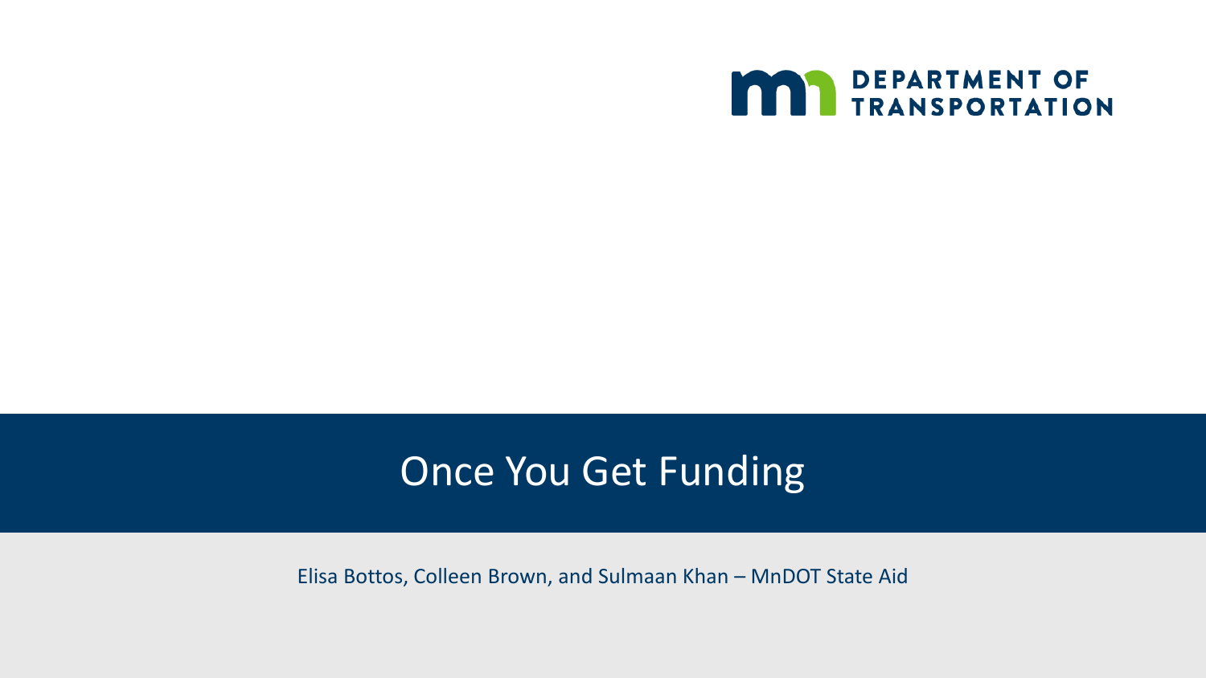DEPARTMENT OF TRANSPORTATION

# Once You Get Funding

Elisa Bottos, Colleen Brown, and Sulmaan Khan – MnDOT State Aid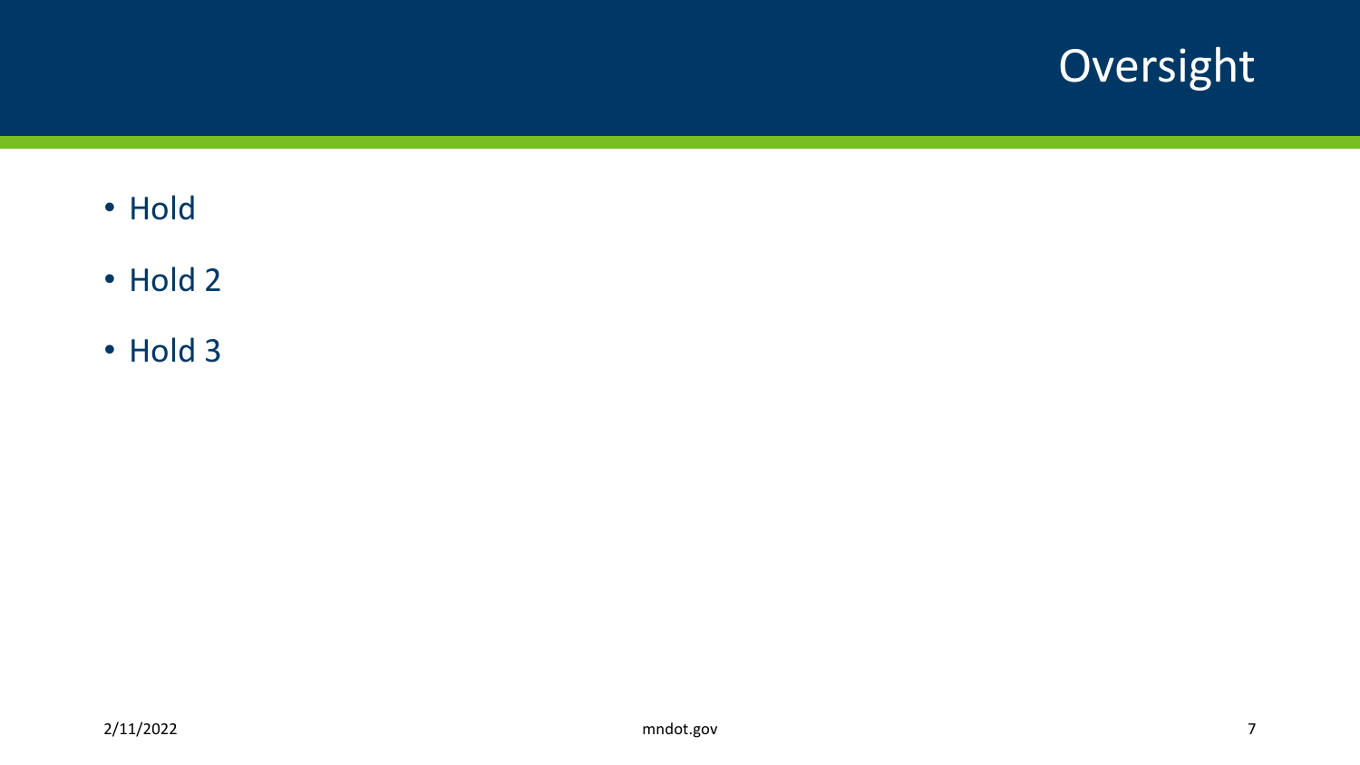# Oversight

- Hold
- Hold 2
- Hold 3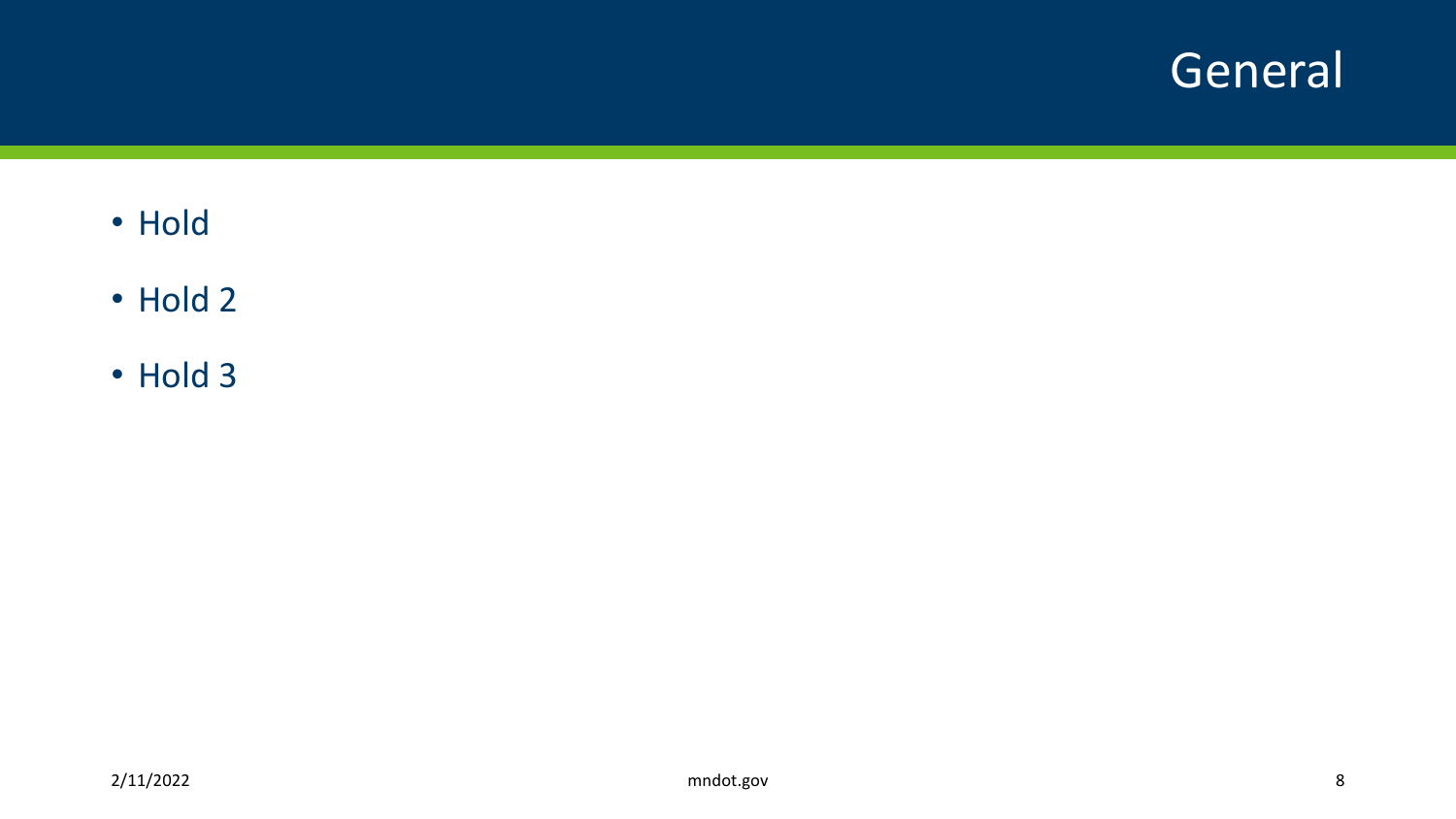# General

- Hold
- Hold 2
- Hold 3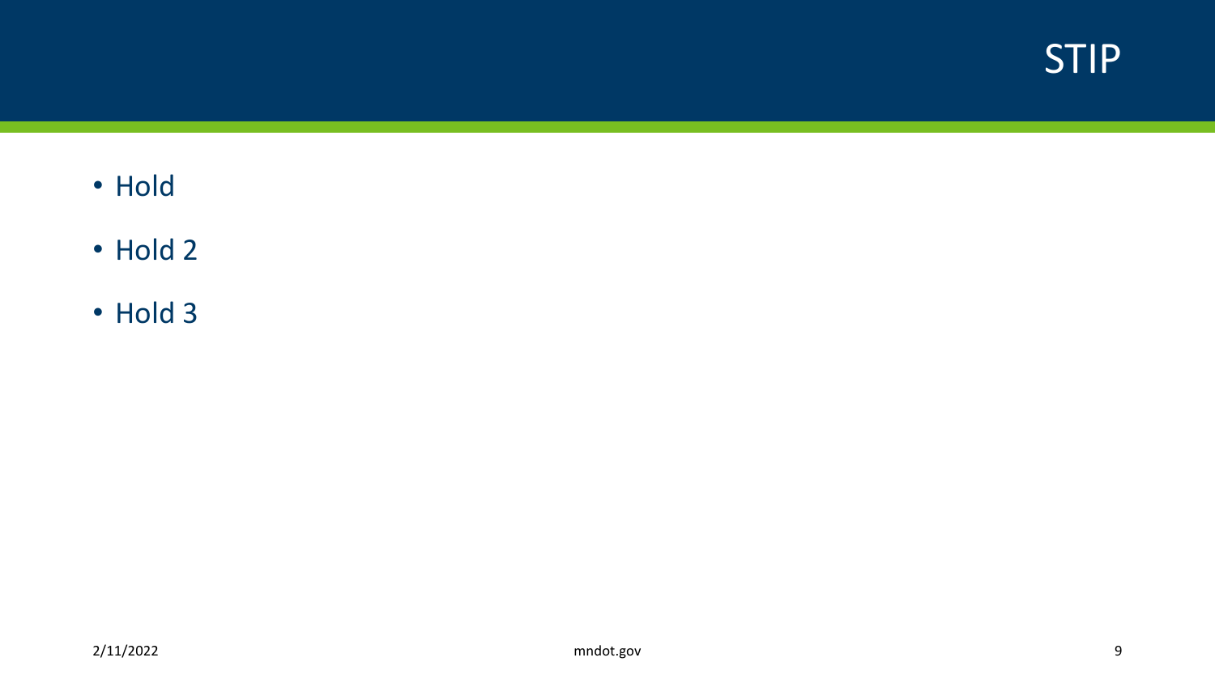# STIP

- Hold
- Hold 2
- Hold 3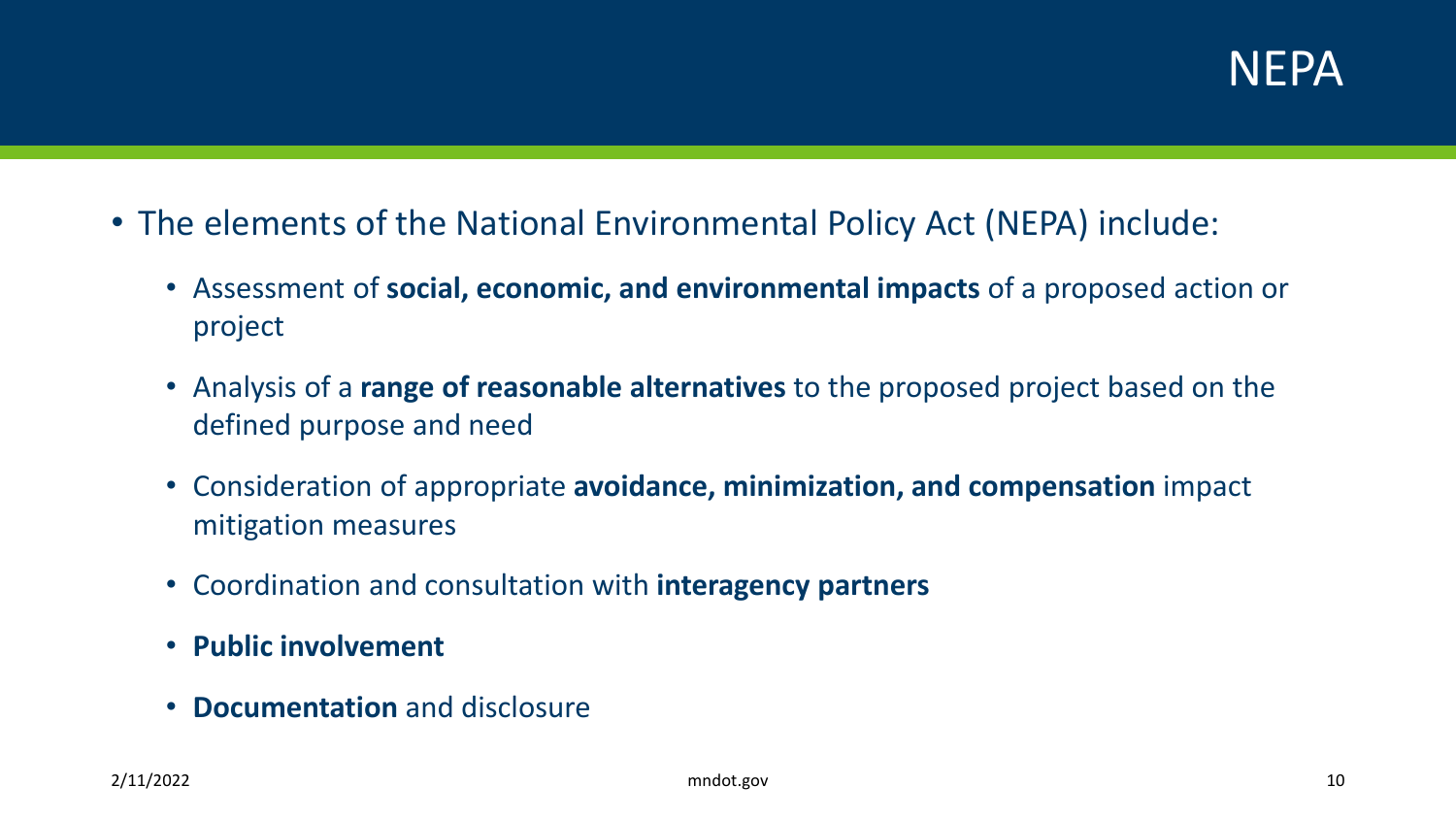# NEPA

- The elements of the National Environmental Policy Act (NEPA) include:
  - Assessment of **social, economic, and environmental impacts** of a proposed action or project
  - Analysis of a **range of reasonable alternatives** to the proposed project based on the defined purpose and need
  - Consideration of appropriate **avoidance, minimization, and compensation** impact mitigation measures
  - Coordination and consultation with **interagency partners**
  - **Public involvement**
  - **Documentation** and disclosure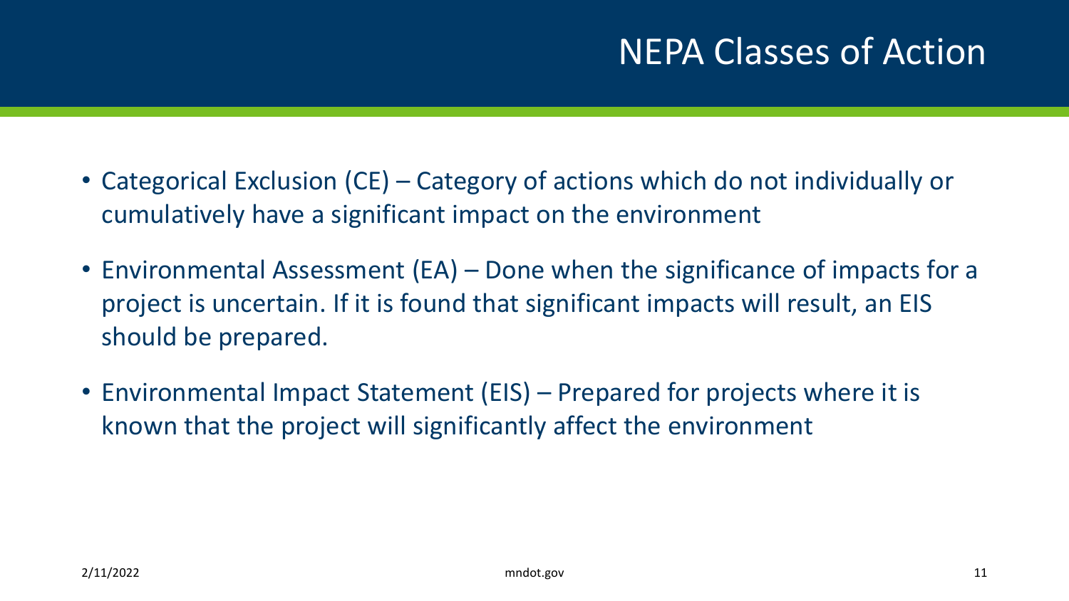# NEPA Classes of Action

- Categorical Exclusion (CE) – Category of actions which do not individually or cumulatively have a significant impact on the environment
- Environmental Assessment (EA) – Done when the significance of impacts for a project is uncertain. If it is found that significant impacts will result, an EIS should be prepared.
- Environmental Impact Statement (EIS) – Prepared for projects where it is known that the project will significantly affect the environment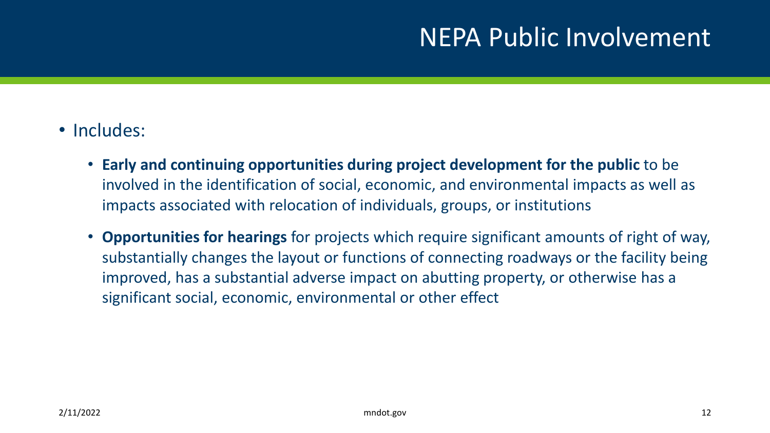# NEPA Public Involvement

- Includes:
  - **Early and continuing opportunities during project development for the public** to be involved in the identification of social, economic, and environmental impacts as well as impacts associated with relocation of individuals, groups, or institutions
  - **Opportunities for hearings** for projects which require significant amounts of right of way, substantially changes the layout or functions of connecting roadways or the facility being improved, has a substantial adverse impact on abutting property, or otherwise has a significant social, economic, environmental or other effect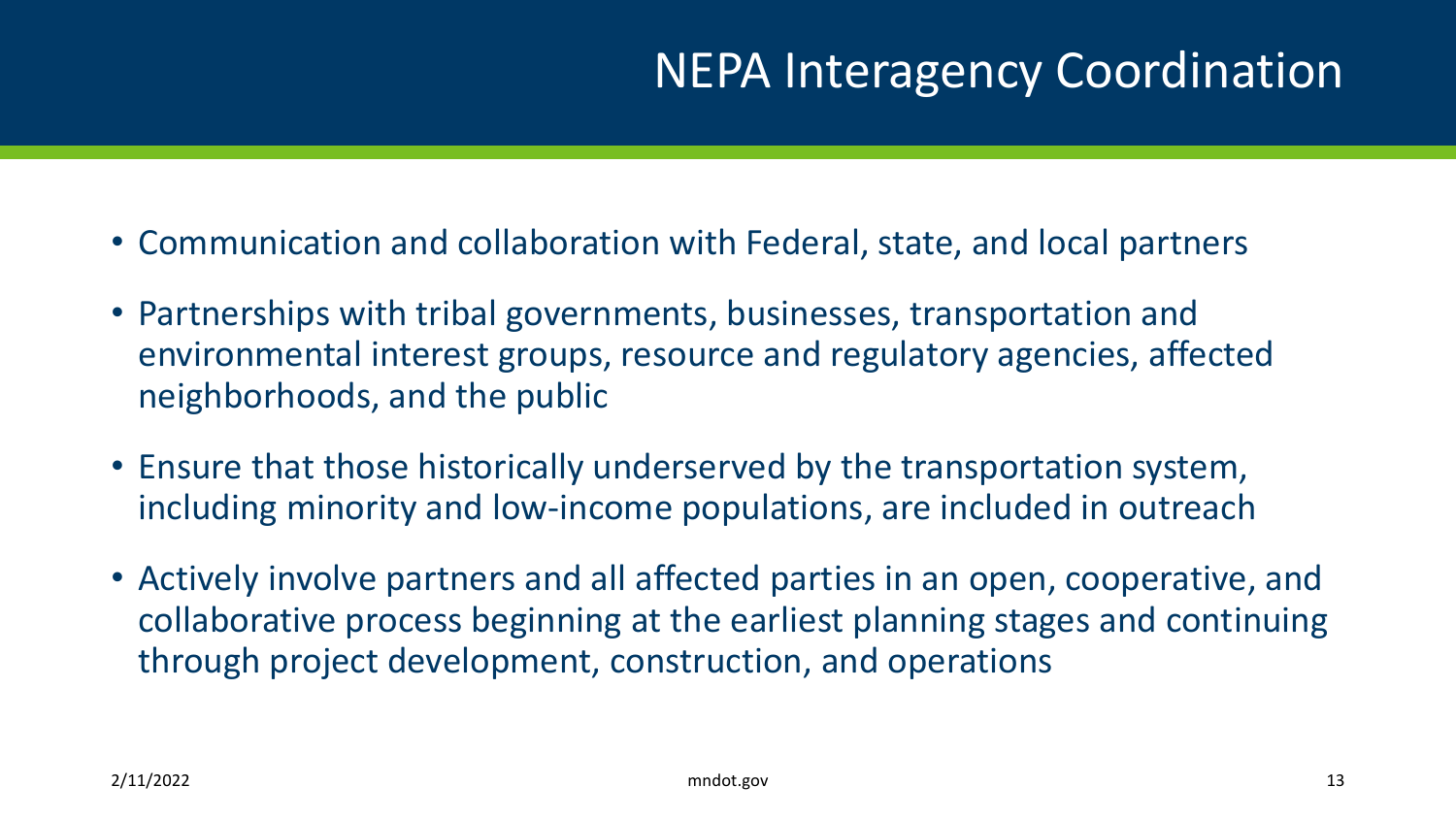# NEPA Interagency Coordination

- Communication and collaboration with Federal, state, and local partners
- Partnerships with tribal governments, businesses, transportation and environmental interest groups, resource and regulatory agencies, affected neighborhoods, and the public
- Ensure that those historically underserved by the transportation system, including minority and low-income populations, are included in outreach
- Actively involve partners and all affected parties in an open, cooperative, and collaborative process beginning at the earliest planning stages and continuing through project development, construction, and operations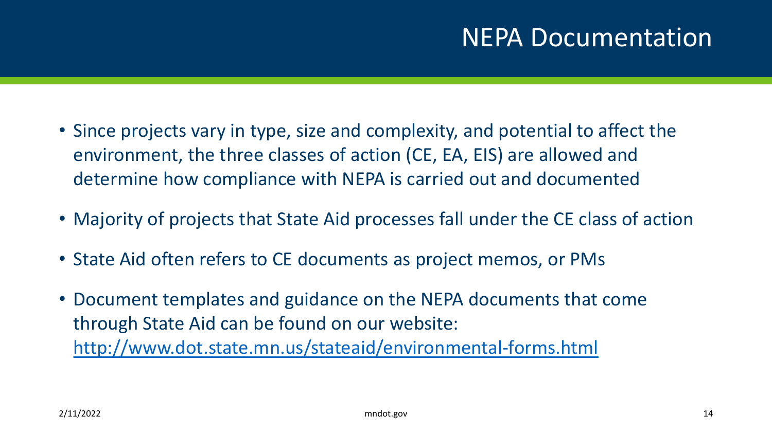# NEPA Documentation

- Since projects vary in type, size and complexity, and potential to affect the environment, the three classes of action (CE, EA, EIS) are allowed and determine how compliance with NEPA is carried out and documented
- Majority of projects that State Aid processes fall under the CE class of action
- State Aid often refers to CE documents as project memos, or PMs
- Document templates and guidance on the NEPA documents that come through State Aid can be found on our website: [http://www.dot.state.mn.us/stateaid/environmental-forms.html](http://www.dot.state.mn.us/stateaid/environmental-forms.html)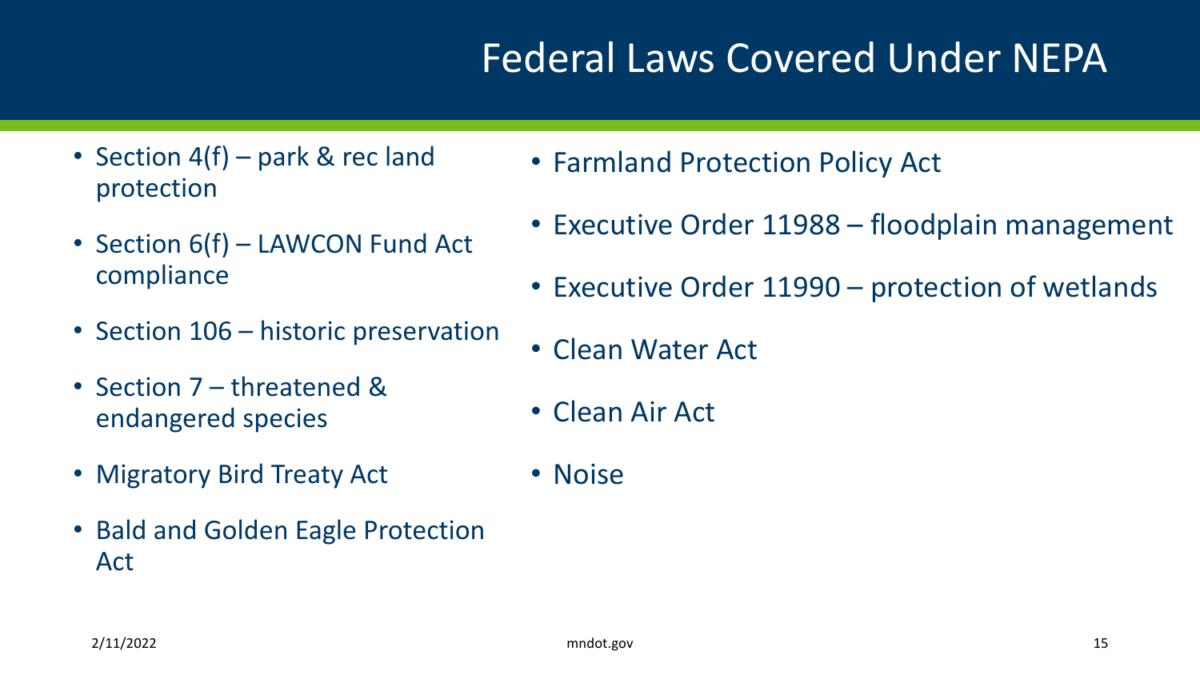# Federal Laws Covered Under NEPA

- Section 4(f) – park & rec land protection
- Section 6(f) – LAWCON Fund Act compliance
- Section 106 – historic preservation
- Section 7 – threatened & endangered species
- Migratory Bird Treaty Act
- Bald and Golden Eagle Protection Act
- Farmland Protection Policy Act
- Executive Order 11988 – floodplain management
- Executive Order 11990 – protection of wetlands
- Clean Water Act
- Clean Air Act
- Noise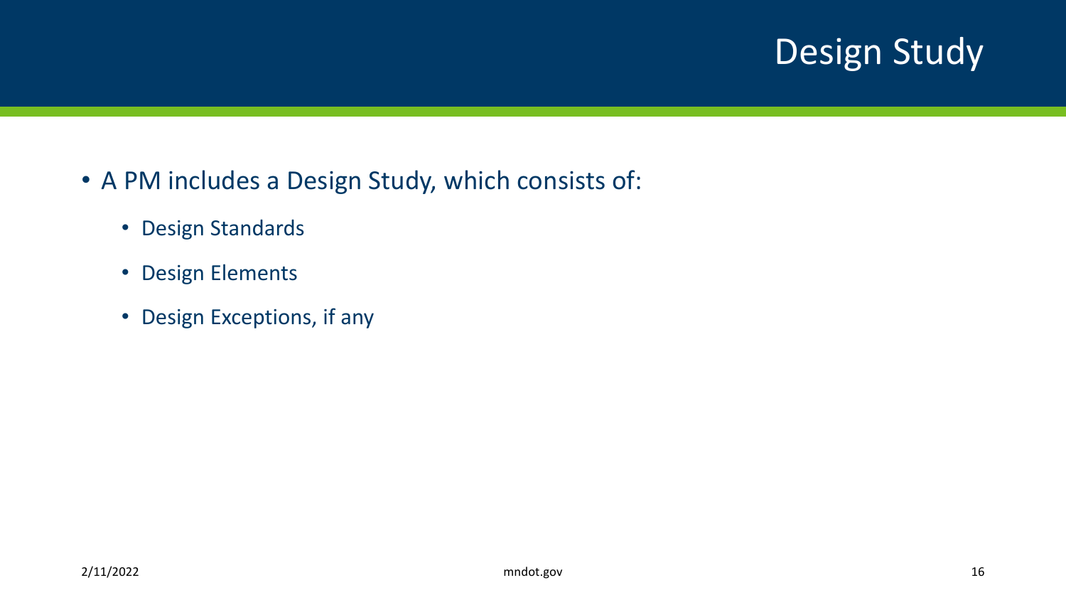# Design Study

- A PM includes a Design Study, which consists of:
  - Design Standards
  - Design Elements
  - Design Exceptions, if any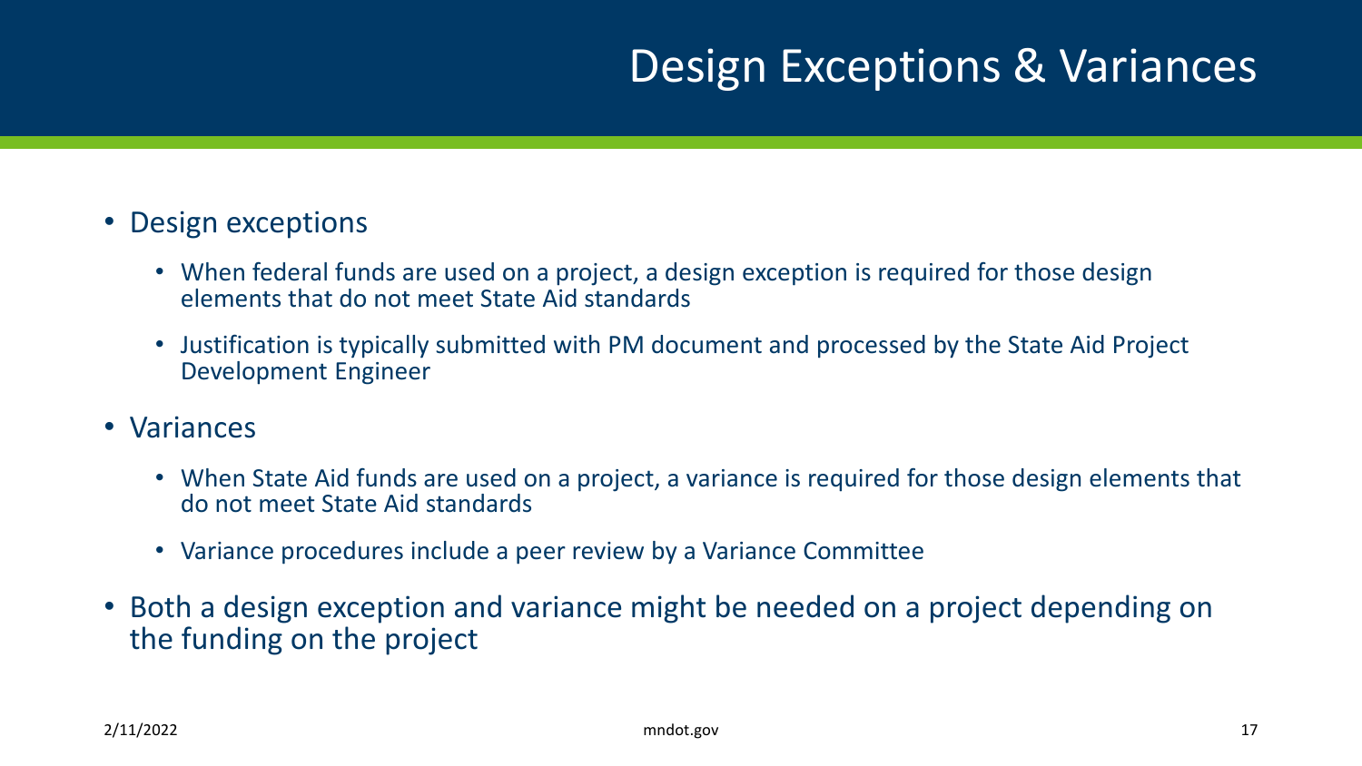# Design Exceptions & Variances

- Design exceptions
  - When federal funds are used on a project, a design exception is required for those design elements that do not meet State Aid standards
  - Justification is typically submitted with PM document and processed by the State Aid Project Development Engineer
- Variances
  - When State Aid funds are used on a project, a variance is required for those design elements that do not meet State Aid standards
  - Variance procedures include a peer review by a Variance Committee
- Both a design exception and variance might be needed on a project depending on the funding on the project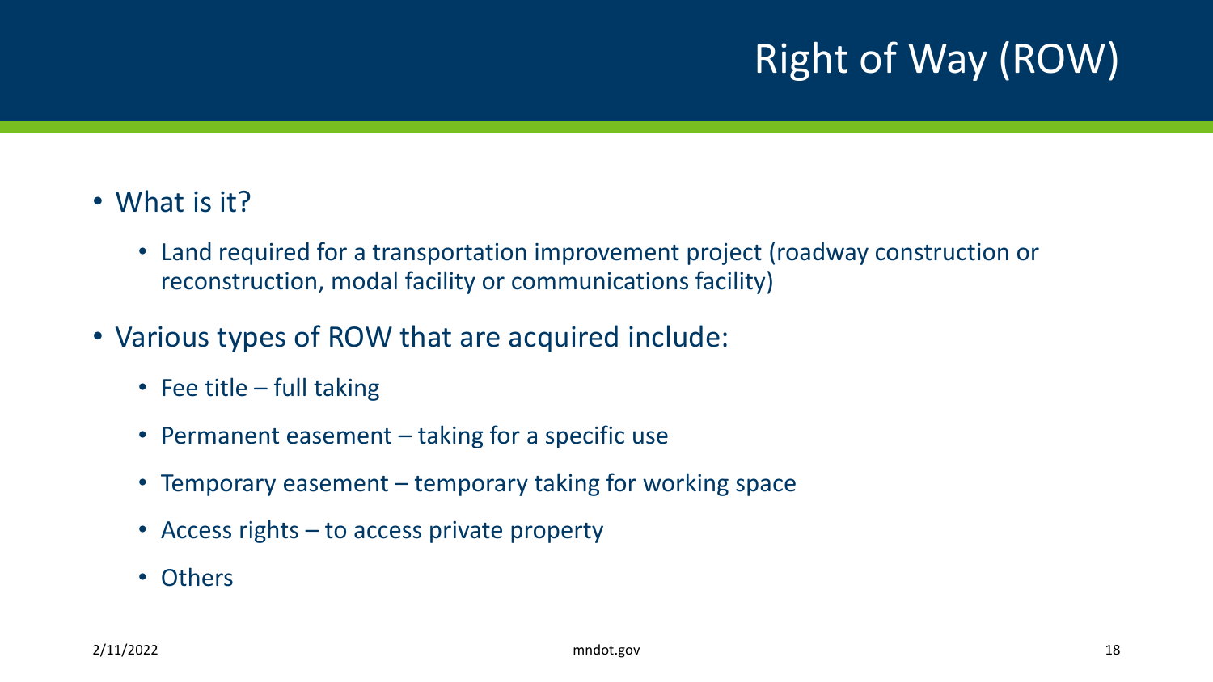# Right of Way (ROW)

- What is it?
  - Land required for a transportation improvement project (roadway construction or reconstruction, modal facility or communications facility)
- Various types of ROW that are acquired include:
  - Fee title – full taking
  - Permanent easement – taking for a specific use
  - Temporary easement – temporary taking for working space
  - Access rights – to access private property
  - Others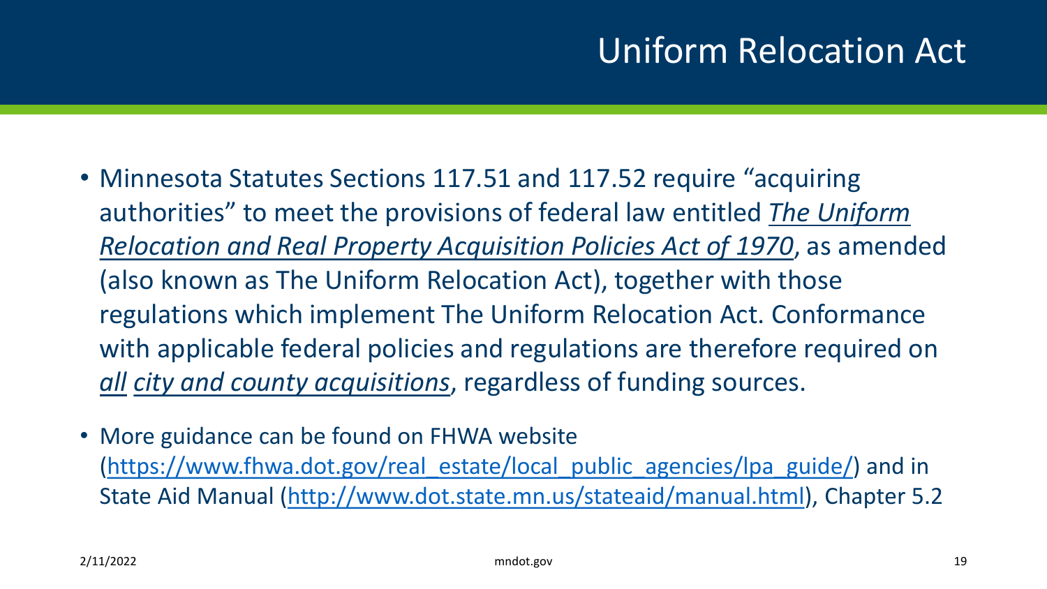# Uniform Relocation Act

- Minnesota Statutes Sections 117.51 and 117.52 require "acquiring authorities" to meet the provisions of federal law entitled *The Uniform Relocation and Real Property Acquisition Policies Act of 1970*, as amended (also known as The Uniform Relocation Act), together with those regulations which implement The Uniform Relocation Act. Conformance with applicable federal policies and regulations are therefore required on *all city and county acquisitions*, regardless of funding sources.

- More guidance can be found on FHWA website (https://www.fhwa.dot.gov/real_estate/local_public_agencies/lpa_guide/) and in State Aid Manual (http://www.dot.state.mn.us/stateaid/manual.html), Chapter 5.2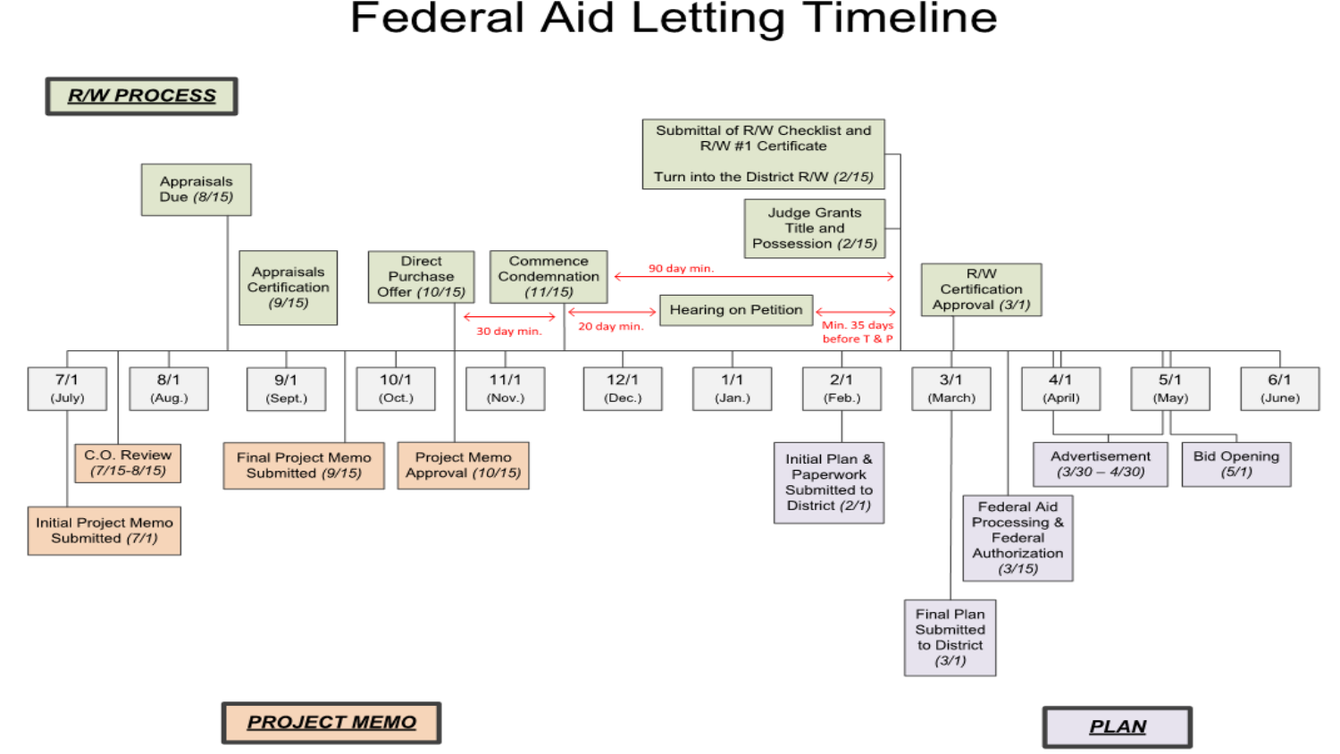# Federal Aid Letting Timeline

**R/W PROCESS**

- Appraisals Due *(8/15)*
- Appraisals Certification *(9/15)*
- Direct Purchase Offer *(10/15)*
- Commence Condemnation *(11/15)*
- 30 day min.
- 20 day min.
- Hearing on Petition
- 90 day min.
- Min. 35 days before T & P
- Submittal of R/W Checklist and R/W #1 Certificate

  Turn into the District R/W *(2/15)*
- Judge Grants Title and Possession *(2/15)*
- R/W Certification Approval *(3/1)*

**Timeline**

| 7/1 (July) | 8/1 (Aug.) | 9/1 (Sept.) | 10/1 (Oct.) | 11/1 (Nov.) | 12/1 (Dec.) | 1/1 (Jan.) | 2/1 (Feb.) | 3/1 (March) | 4/1 (April) | 5/1 (May) | 6/1 (June) |
|---|---|---|---|---|---|---|---|---|---|---|---|

**PROJECT MEMO**

- Initial Project Memo Submitted *(7/1)*
- C.O. Review *(7/15-8/15)*
- Final Project Memo Submitted *(9/15)*
- Project Memo Approval *(10/15)*

**PLAN**

- Initial Plan & Paperwork Submitted to District *(2/1)*
- Final Plan Submitted to District *(3/1)*
- Federal Aid Processing & Federal Authorization *(3/15)*
- Advertisement *(3/30 – 4/30)*
- Bid Opening *(5/1)*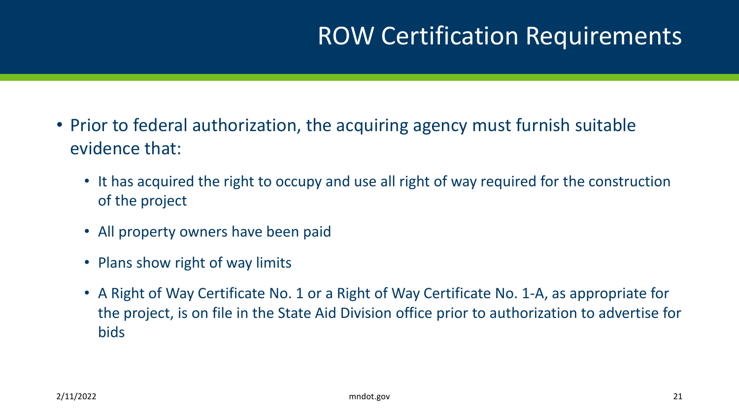# ROW Certification Requirements

- Prior to federal authorization, the acquiring agency must furnish suitable evidence that:
  - It has acquired the right to occupy and use all right of way required for the construction of the project
  - All property owners have been paid
  - Plans show right of way limits
  - A Right of Way Certificate No. 1 or a Right of Way Certificate No. 1-A, as appropriate for the project, is on file in the State Aid Division office prior to authorization to advertise for bids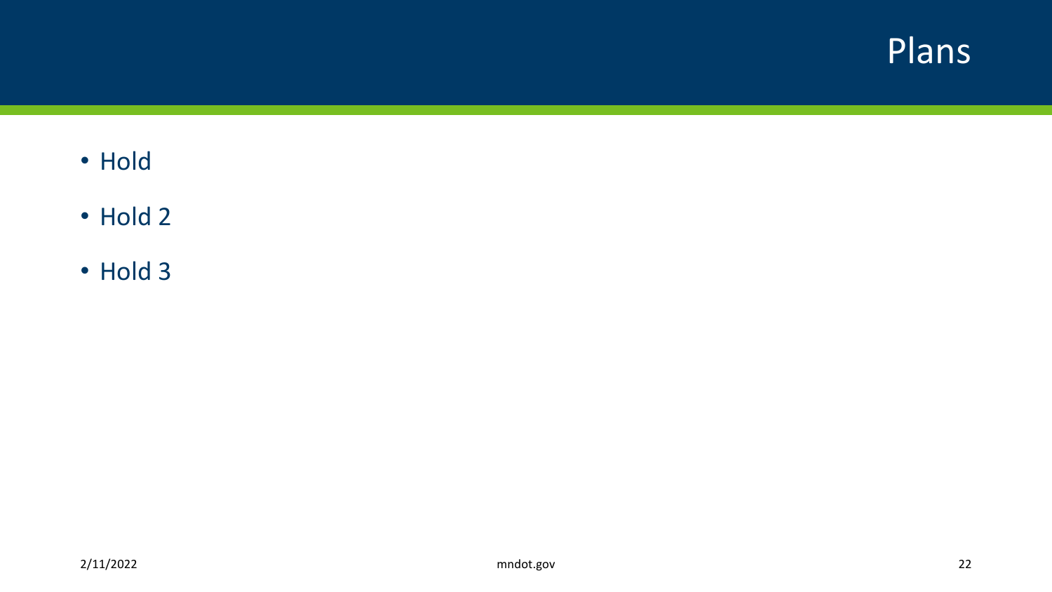# Plans

- Hold
- Hold 2
- Hold 3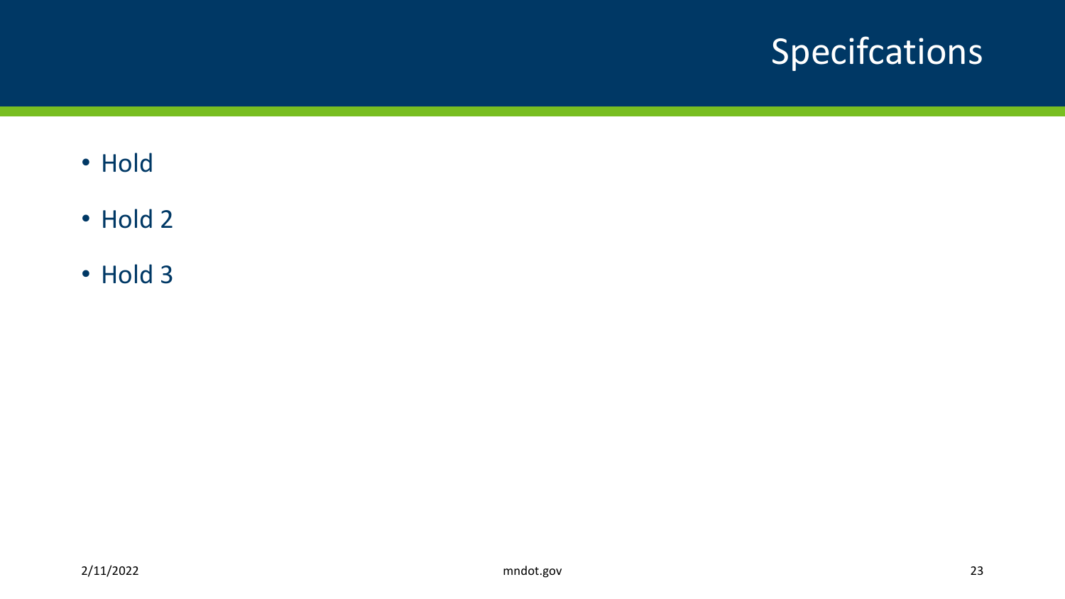# Specifcations

- Hold
- Hold 2
- Hold 3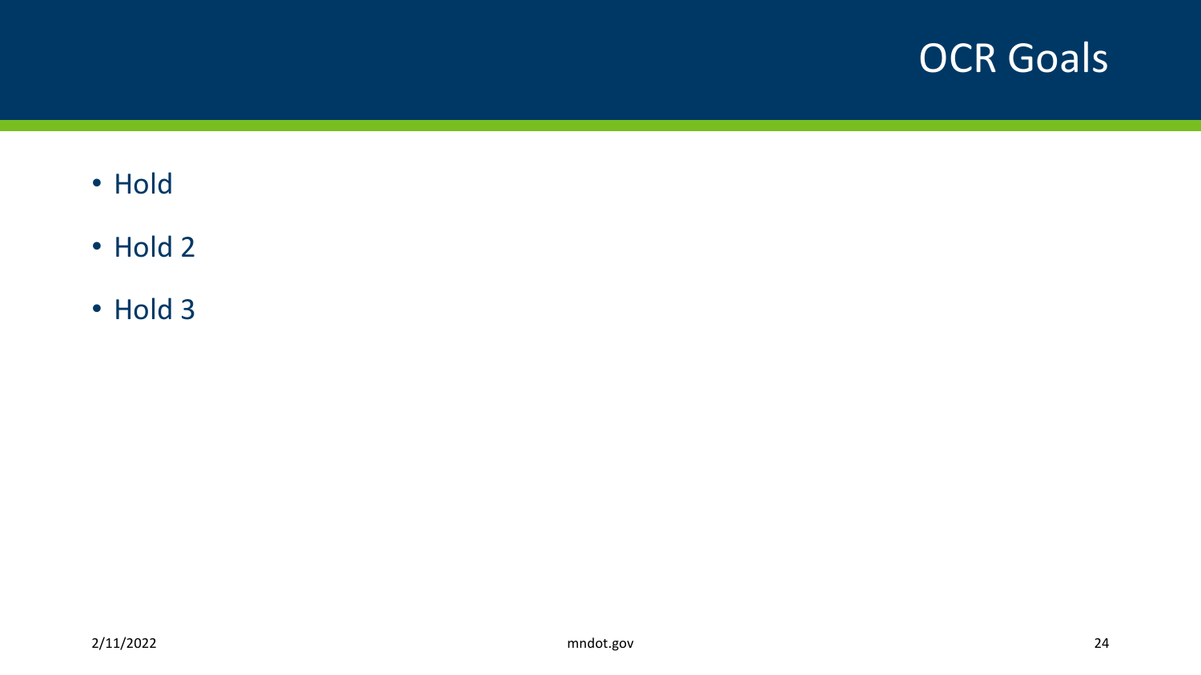# OCR Goals

- Hold
- Hold 2
- Hold 3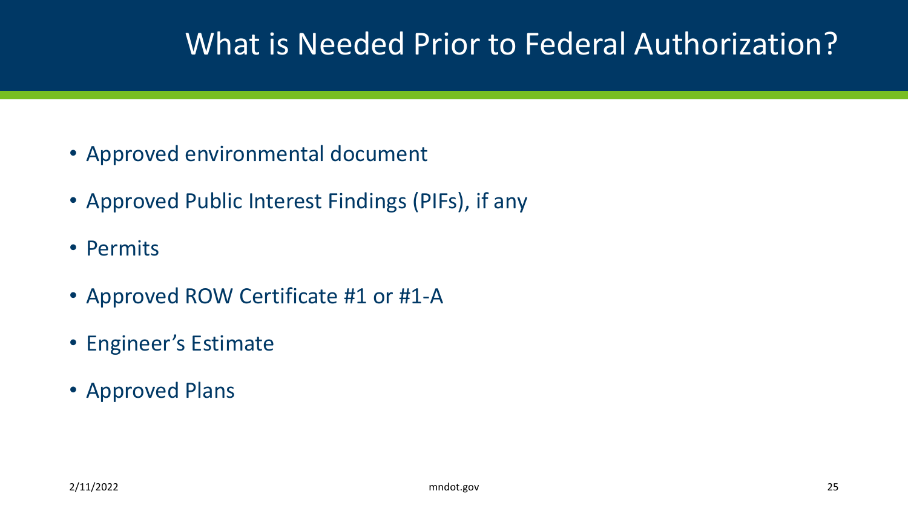# What is Needed Prior to Federal Authorization?

- Approved environmental document
- Approved Public Interest Findings (PIFs), if any
- Permits
- Approved ROW Certificate #1 or #1-A
- Engineer's Estimate
- Approved Plans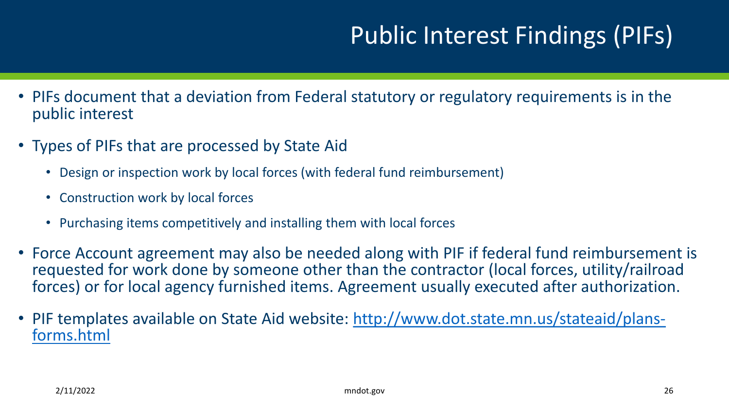# Public Interest Findings (PIFs)

- PIFs document that a deviation from Federal statutory or regulatory requirements is in the public interest
- Types of PIFs that are processed by State Aid
  - Design or inspection work by local forces (with federal fund reimbursement)
  - Construction work by local forces
  - Purchasing items competitively and installing them with local forces
- Force Account agreement may also be needed along with PIF if federal fund reimbursement is requested for work done by someone other than the contractor (local forces, utility/railroad forces) or for local agency furnished items. Agreement usually executed after authorization.
- PIF templates available on State Aid website: [http://www.dot.state.mn.us/stateaid/plans-forms.html](http://www.dot.state.mn.us/stateaid/plans-forms.html)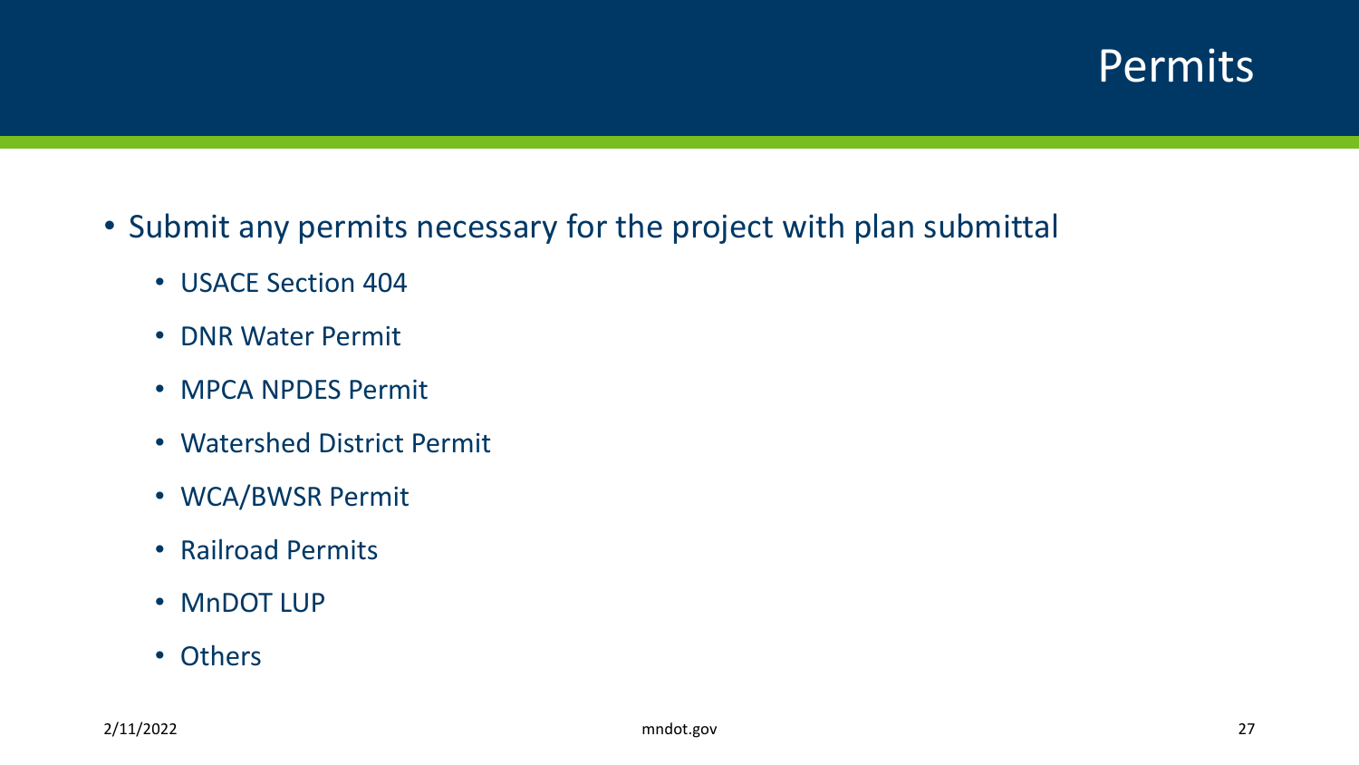# Permits

- Submit any permits necessary for the project with plan submittal
  - USACE Section 404
  - DNR Water Permit
  - MPCA NPDES Permit
  - Watershed District Permit
  - WCA/BWSR Permit
  - Railroad Permits
  - MnDOT LUP
  - Others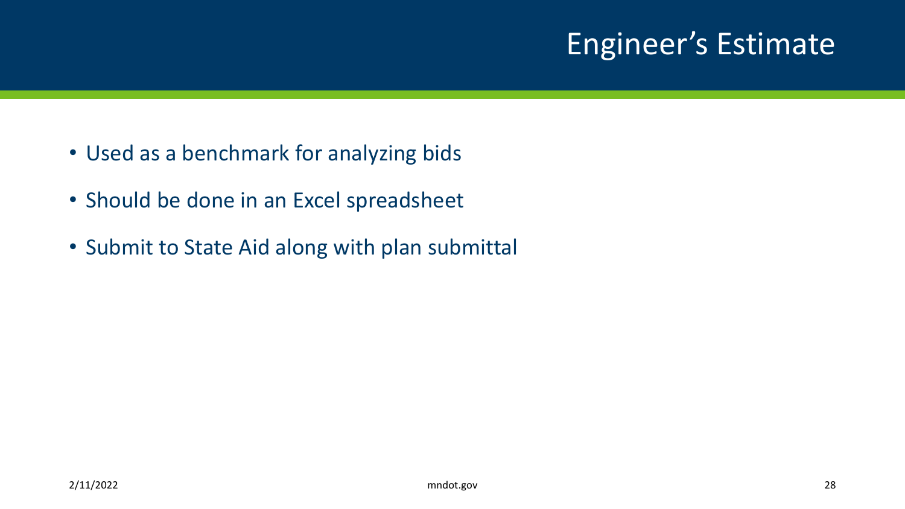# Engineer's Estimate

- Used as a benchmark for analyzing bids
- Should be done in an Excel spreadsheet
- Submit to State Aid along with plan submittal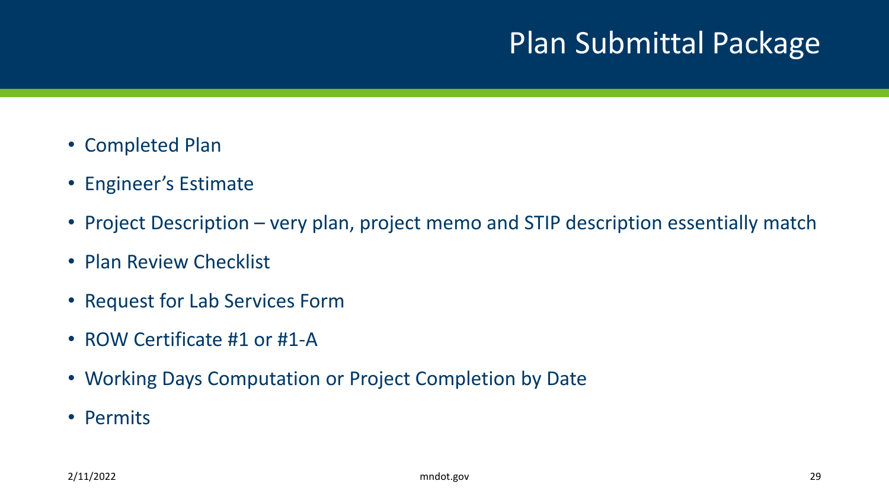# Plan Submittal Package

- Completed Plan
- Engineer's Estimate
- Project Description – very plan, project memo and STIP description essentially match
- Plan Review Checklist
- Request for Lab Services Form
- ROW Certificate #1 or #1-A
- Working Days Computation or Project Completion by Date
- Permits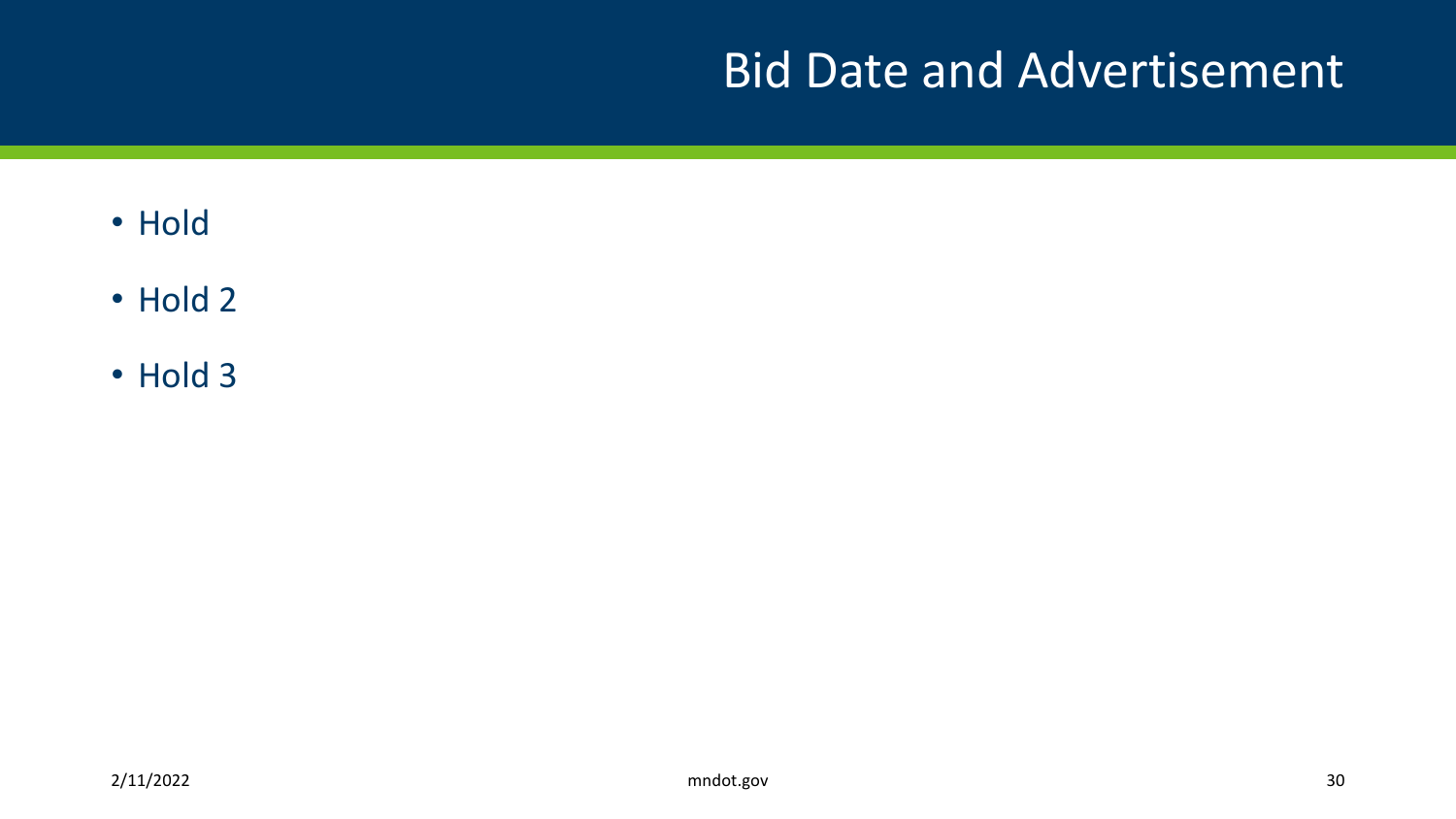# Bid Date and Advertisement

- Hold
- Hold 2
- Hold 3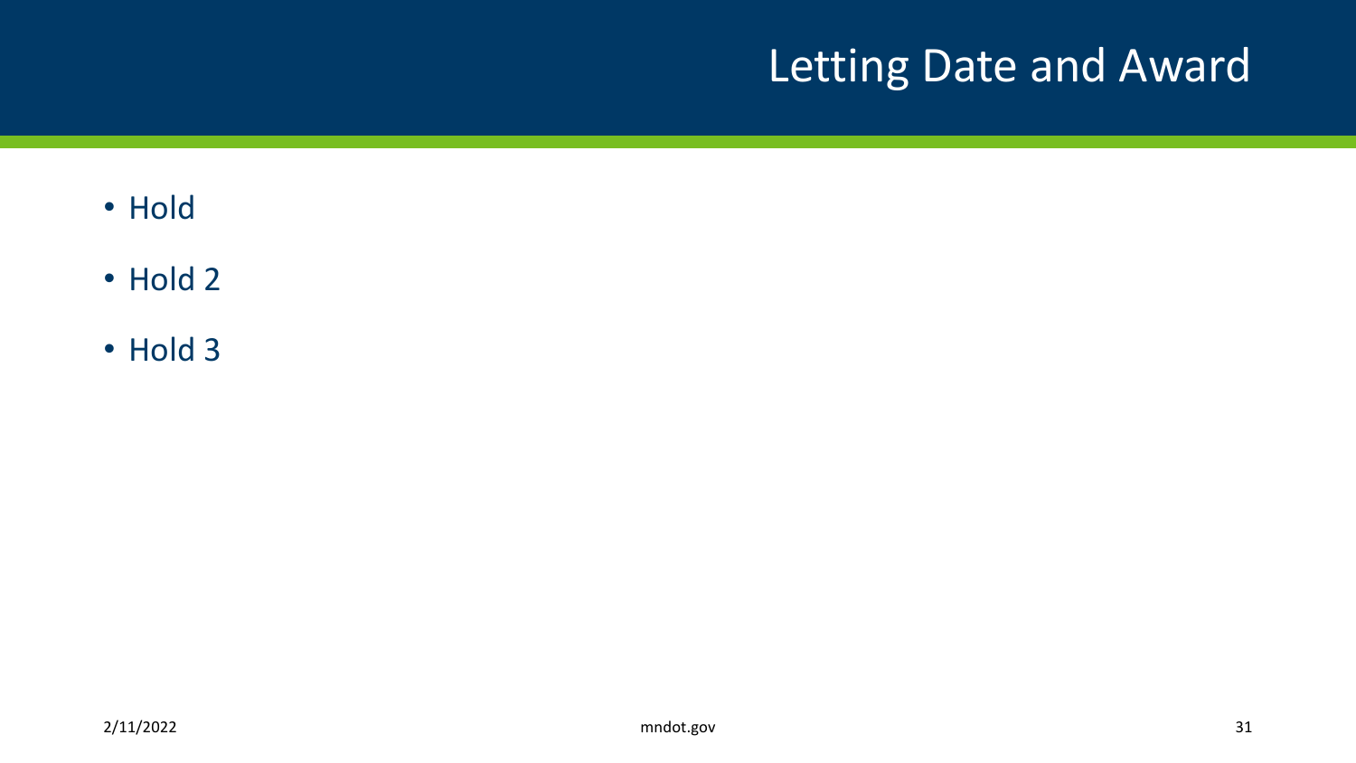# Letting Date and Award

- Hold
- Hold 2
- Hold 3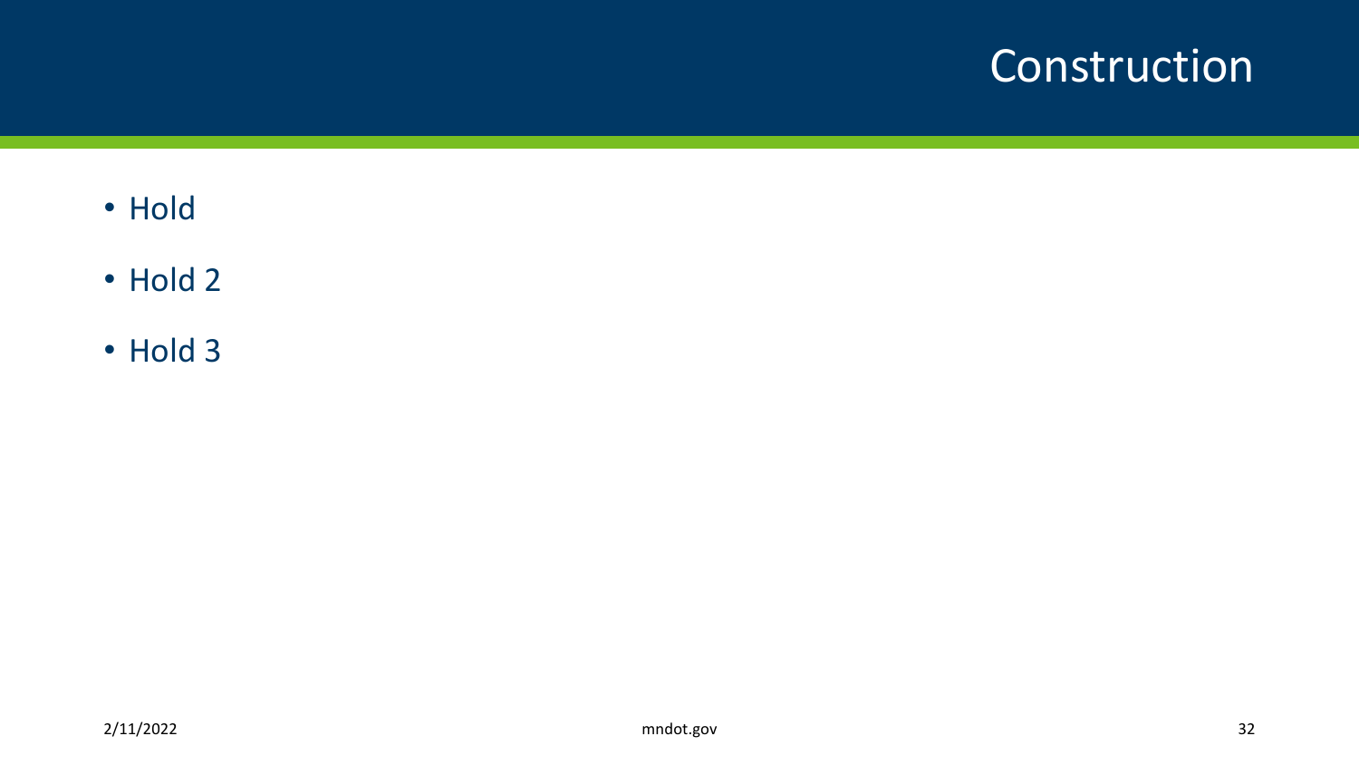# Construction

- Hold
- Hold 2
- Hold 3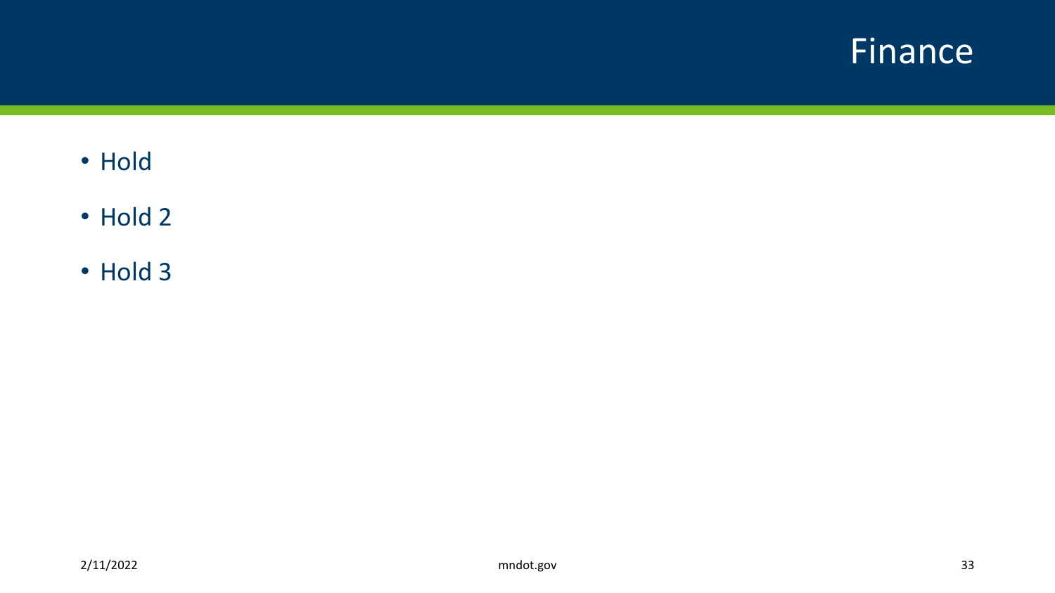# Finance

- Hold
- Hold 2
- Hold 3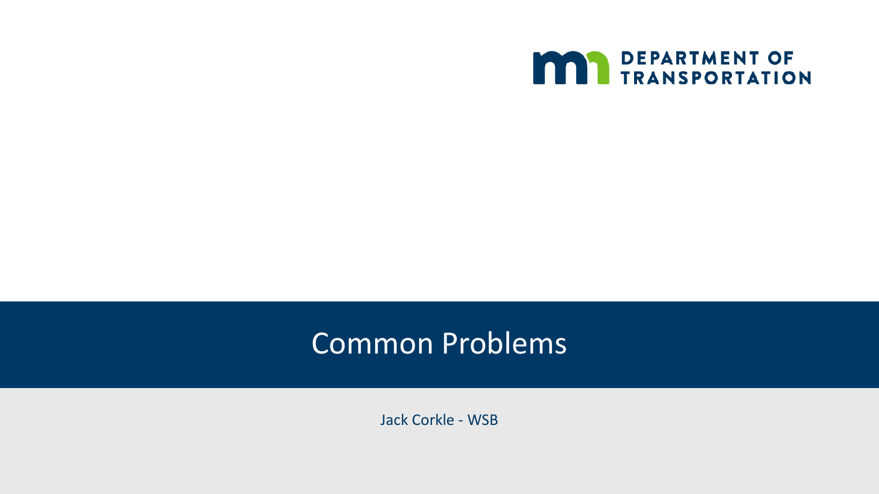DEPARTMENT OF TRANSPORTATION

# Common Problems

Jack Corkle - WSB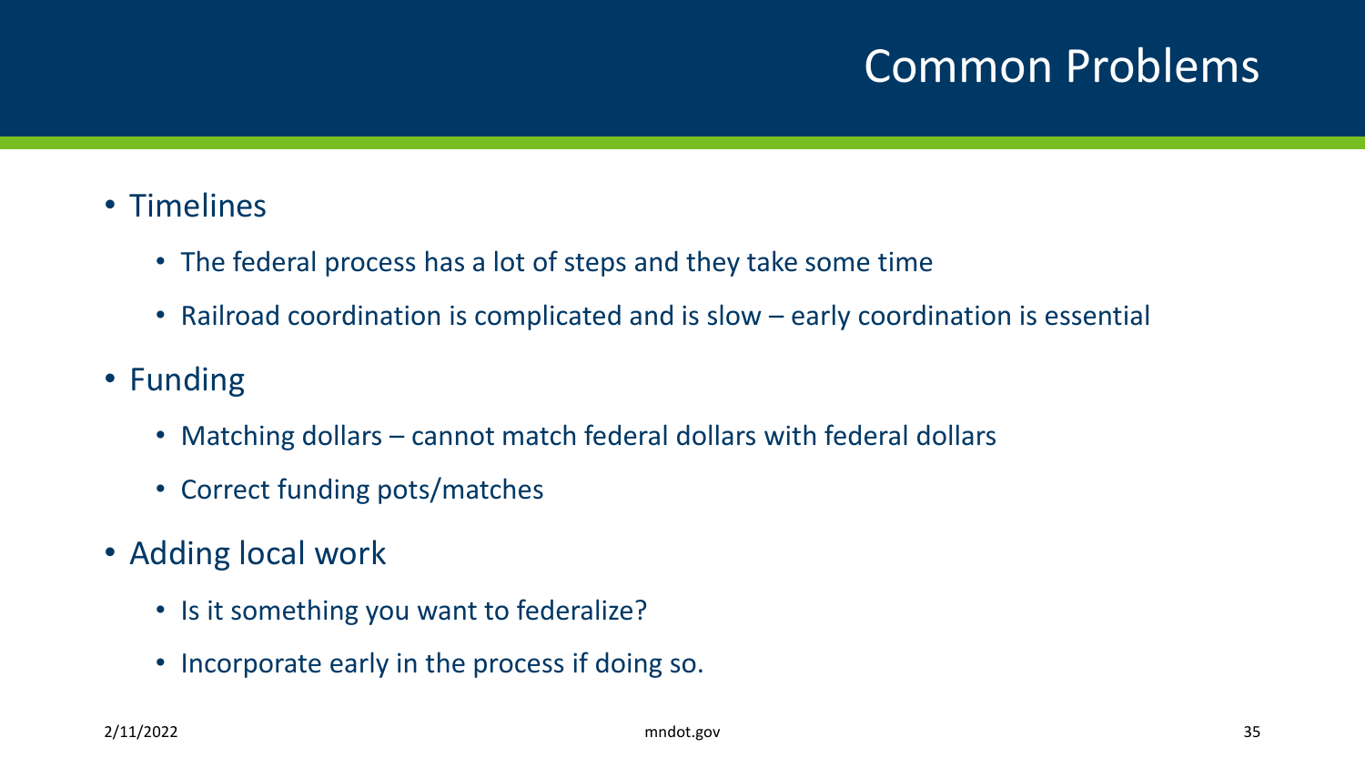# Common Problems

- Timelines
  - The federal process has a lot of steps and they take some time
  - Railroad coordination is complicated and is slow – early coordination is essential
- Funding
  - Matching dollars – cannot match federal dollars with federal dollars
  - Correct funding pots/matches
- Adding local work
  - Is it something you want to federalize?
  - Incorporate early in the process if doing so.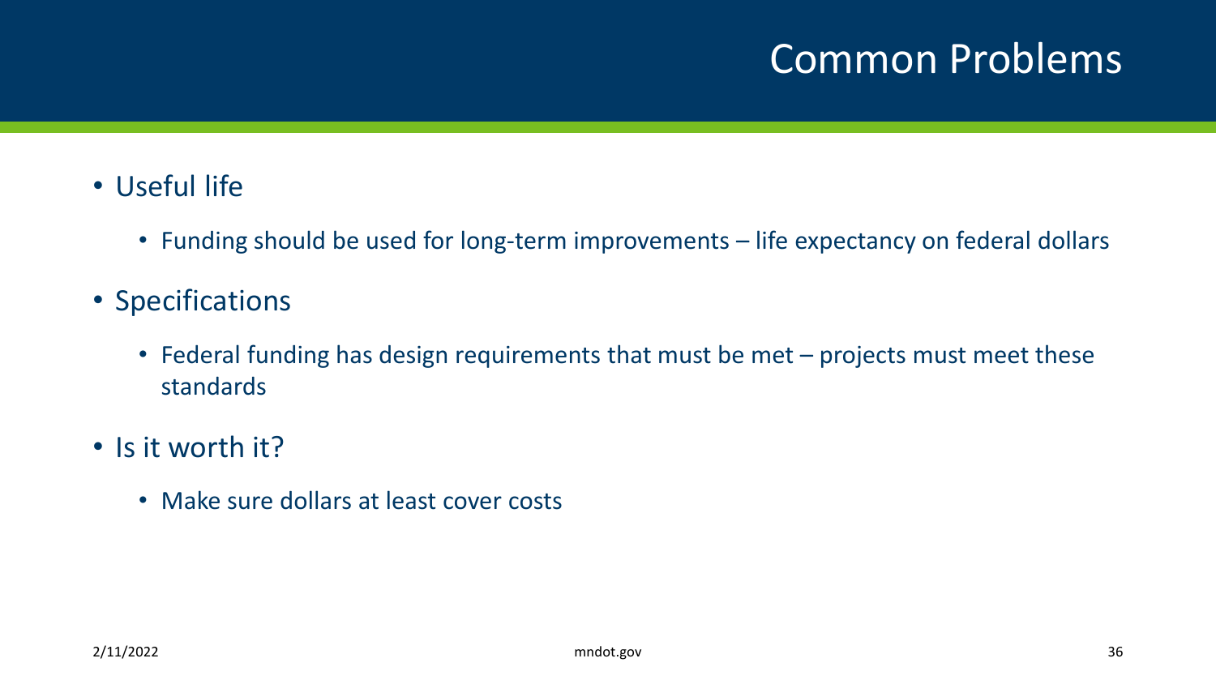# Common Problems

- Useful life
  - Funding should be used for long-term improvements – life expectancy on federal dollars
- Specifications
  - Federal funding has design requirements that must be met – projects must meet these standards
- Is it worth it?
  - Make sure dollars at least cover costs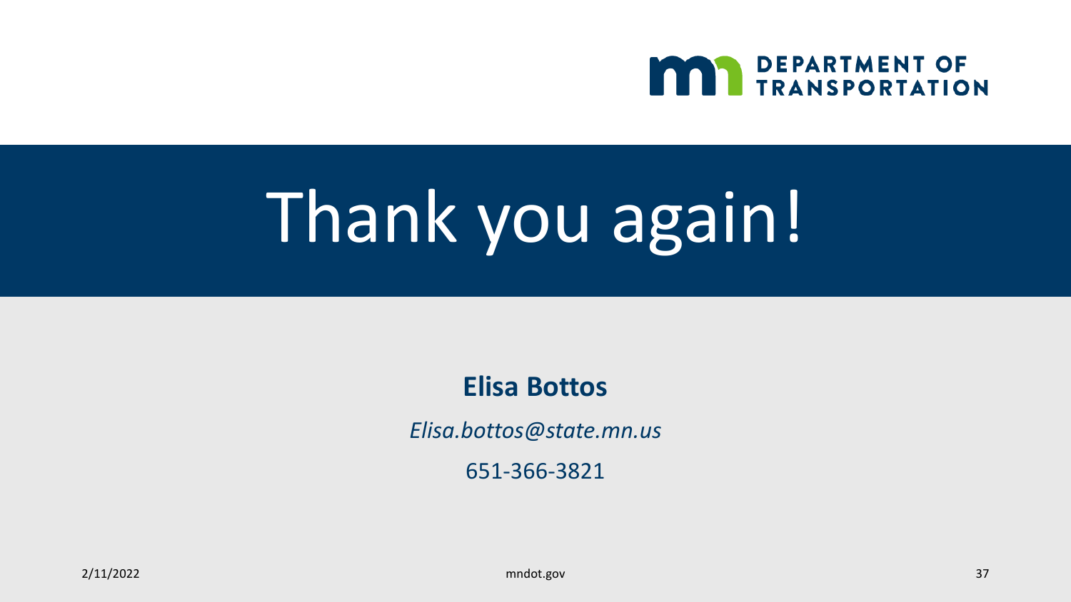DEPARTMENT OF TRANSPORTATION

# Thank you again!

**Elisa Bottos**

*Elisa.bottos@state.mn.us*

651-366-3821